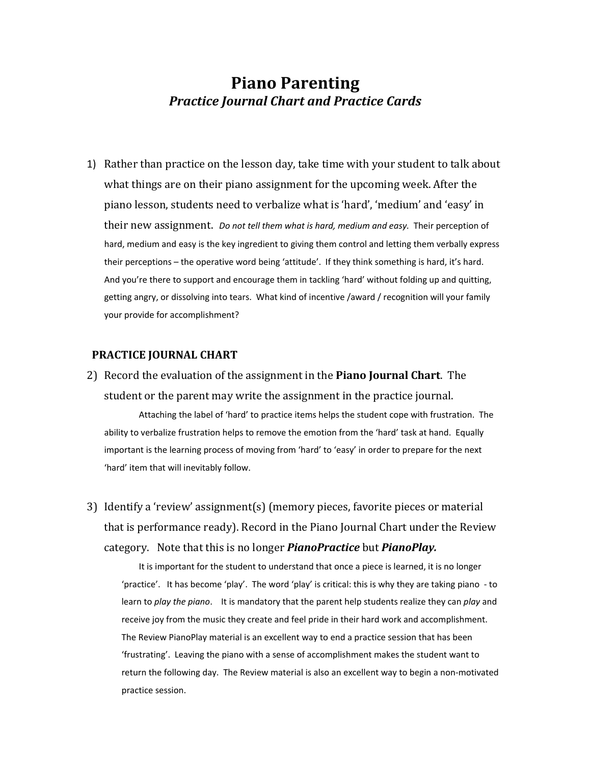# Piano Parenting

## *Practice Journal Chart and Practice Cards*

1) Rather than practice on the lesson day, take time with your student to talk about what things are on their piano assignment for the upcoming week. After the piano lesson, students need to verbalize what is 'hard', 'medium' and 'easy' in their new assignment. *Do not tell them what is hard, medium and easy.* Their perception of hard, medium and easy is the key ingredient to giving them control and letting them verbally express their perceptions – the operative word being 'attitude'. If they think something is hard, it's hard. And you're there to support and encourage them in tackling 'hard' without folding up and quitting, getting angry, or dissolving into tears. What kind of incentive /award / recognition will your family your provide for accomplishment?

### PRACTICE JOURNAL CHART

2) Record the evaluation of the assignment in the **Piano Journal Chart**. The student or the parent may write the assignment in the practice journal.

   Attaching the label of 'hard' to practice items helps the student cope with frustration. The ability to verbalize frustration helps to remove the emotion from the 'hard' task at hand. Equally important is the learning process of moving from 'hard' to 'easy' in order to prepare for the next 'hard' item that will inevitably follow.

3) Identify a 'review' assignment(s) (memory pieces, favorite pieces or material that is performance ready). Record in the Piano Journal Chart under the Review category. Note that this is no longer ***PianoPractice*** but ***PianoPlay.***

   It is important for the student to understand that once a piece is learned, it is no longer 'practice'. It has become 'play'. The word 'play' is critical: this is why they are taking piano - to learn to *play the piano*. It is mandatory that the parent help students realize they can *play* and receive joy from the music they create and feel pride in their hard work and accomplishment. The Review PianoPlay material is an excellent way to end a practice session that has been 'frustrating'. Leaving the piano with a sense of accomplishment makes the student want to return the following day. The Review material is also an excellent way to begin a non-motivated practice session.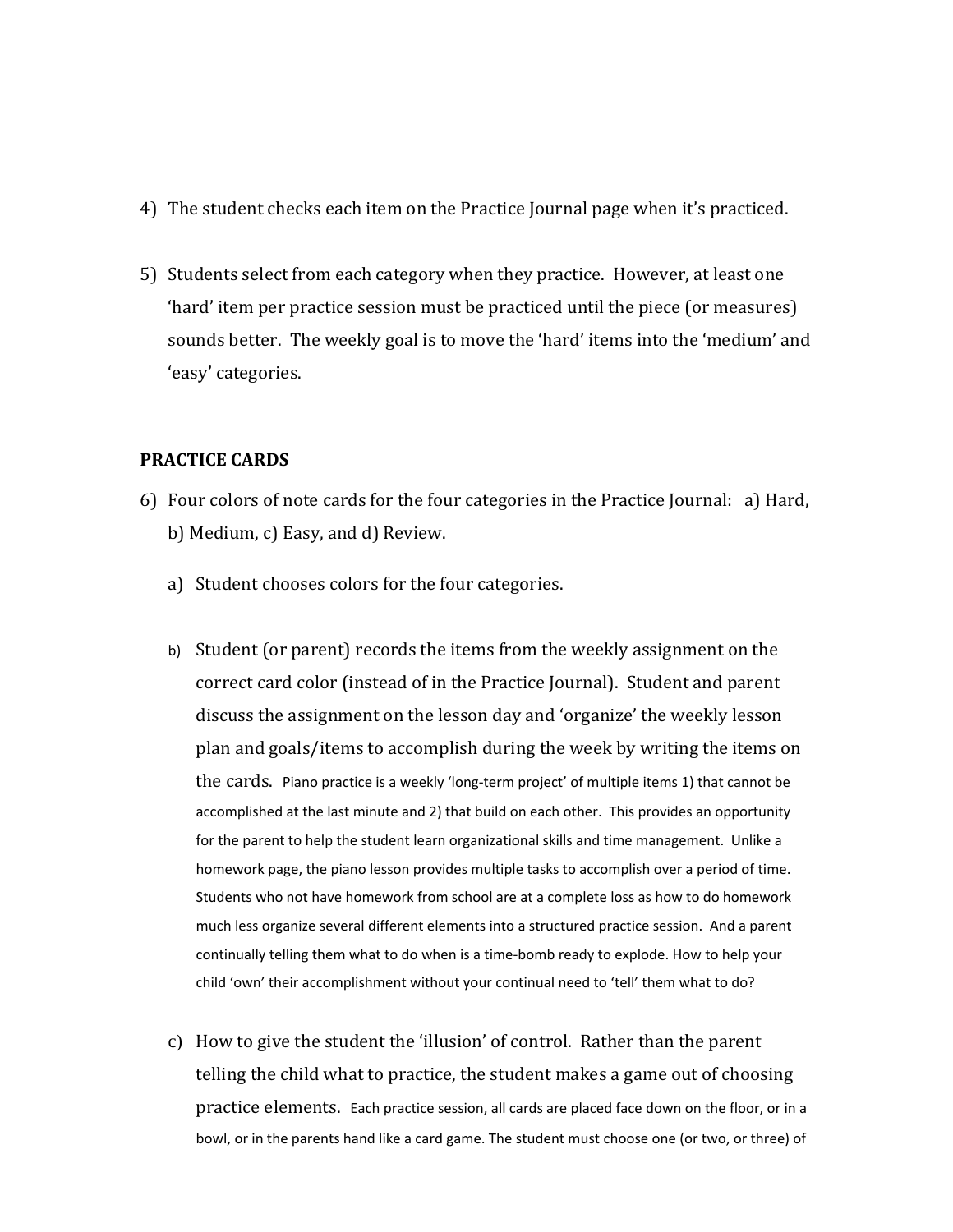4) The student checks each item on the Practice Journal page when it's practiced.

5) Students select from each category when they practice. However, at least one 'hard' item per practice session must be practiced until the piece (or measures) sounds better. The weekly goal is to move the 'hard' items into the 'medium' and 'easy' categories.

**PRACTICE CARDS**

6) Four colors of note cards for the four categories in the Practice Journal: a) Hard, b) Medium, c) Easy, and d) Review.

   a) Student chooses colors for the four categories.

   b) Student (or parent) records the items from the weekly assignment on the correct card color (instead of in the Practice Journal). Student and parent discuss the assignment on the lesson day and 'organize' the weekly lesson plan and goals/items to accomplish during the week by writing the items on the cards. Piano practice is a weekly 'long-term project' of multiple items 1) that cannot be accomplished at the last minute and 2) that build on each other. This provides an opportunity for the parent to help the student learn organizational skills and time management. Unlike a homework page, the piano lesson provides multiple tasks to accomplish over a period of time. Students who not have homework from school are at a complete loss as how to do homework much less organize several different elements into a structured practice session. And a parent continually telling them what to do when is a time-bomb ready to explode. How to help your child 'own' their accomplishment without your continual need to 'tell' them what to do?

   c) How to give the student the 'illusion' of control. Rather than the parent telling the child what to practice, the student makes a game out of choosing practice elements. Each practice session, all cards are placed face down on the floor, or in a bowl, or in the parents hand like a card game. The student must choose one (or two, or three) of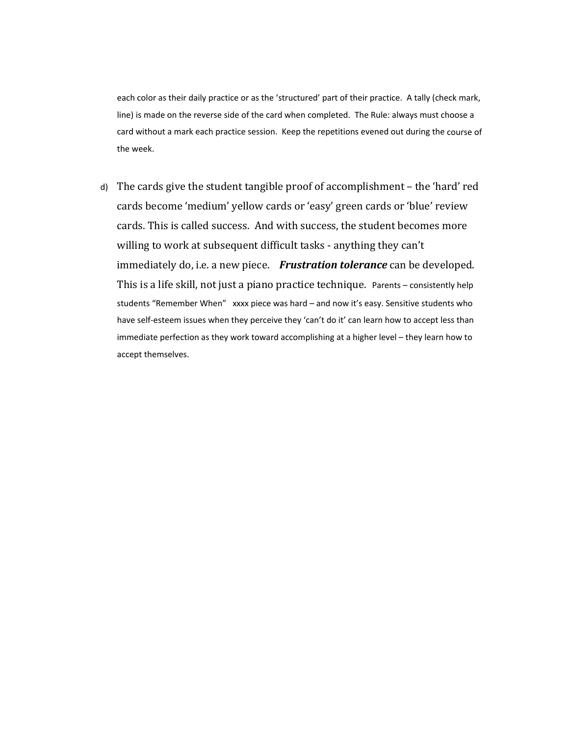each color as their daily practice or as the 'structured' part of their practice. A tally (check mark, line) is made on the reverse side of the card when completed. The Rule: always must choose a card without a mark each practice session. Keep the repetitions evened out during the course of the week.

d) The cards give the student tangible proof of accomplishment – the 'hard' red cards become 'medium' yellow cards or 'easy' green cards or 'blue' review cards. This is called success. And with success, the student becomes more willing to work at subsequent difficult tasks - anything they can't immediately do, i.e. a new piece. ***Frustration tolerance*** can be developed. This is a life skill, not just a piano practice technique. Parents – consistently help students "Remember When" xxxx piece was hard – and now it's easy. Sensitive students who have self-esteem issues when they perceive they 'can't do it' can learn how to accept less than immediate perfection as they work toward accomplishing at a higher level – they learn how to accept themselves.